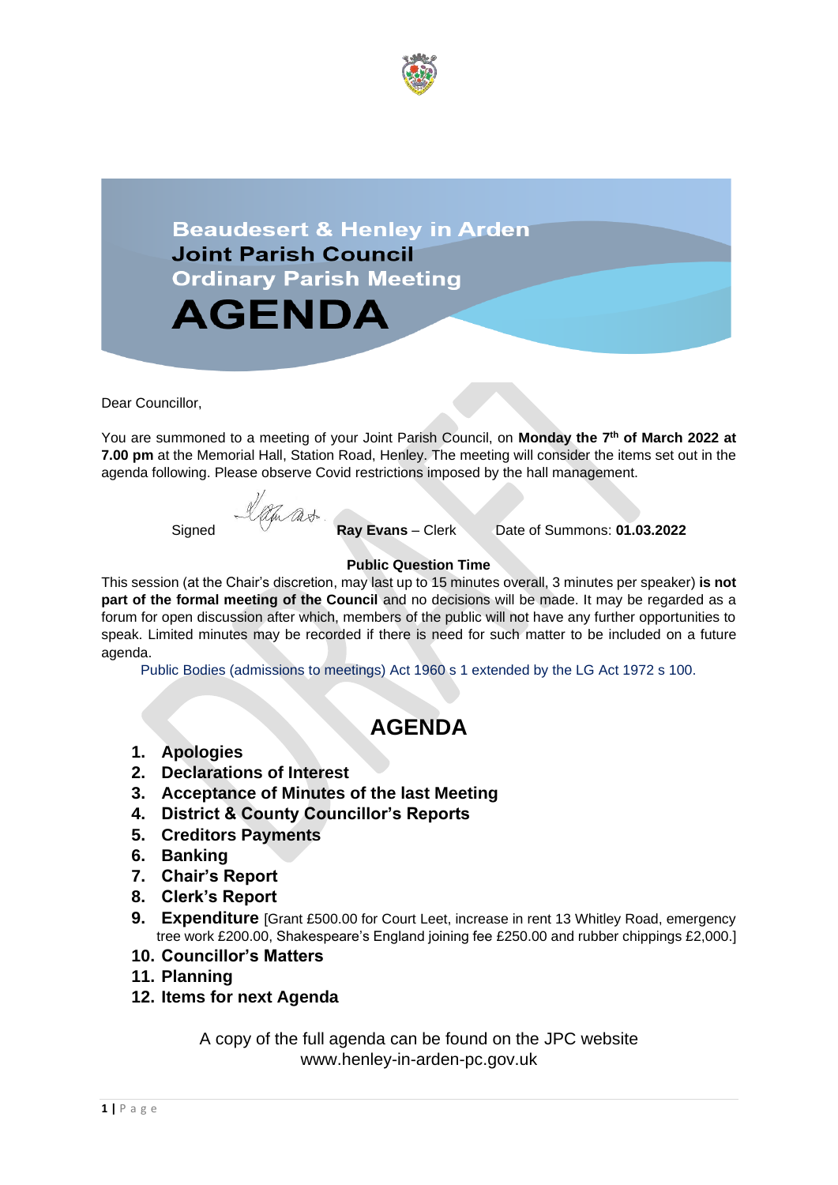# Beaudesert & Henley in Arden Joint Parish Council Ordinary Parish Meeting

# AGENDA

Dear Councillor,

You are summoned to a meeting of your Joint Parish Council, on **Monday the 7th of March 2022 at 7.00 pm** at the Memorial Hall, Station Road, Henley. The meeting will consider the items set out in the agenda following. Please observe Covid restrictions imposed by the hall management.

Signed **Ray Evans** – Clerk Date of Summons: **01.03.2022**

**Public Question Time**

This session (at the Chair's discretion, may last up to 15 minutes overall, 3 minutes per speaker) **is not part of the formal meeting of the Council** and no decisions will be made. It may be regarded as a forum for open discussion after which, members of the public will not have any further opportunities to speak. Limited minutes may be recorded if there is need for such matter to be included on a future agenda.

Public Bodies (admissions to meetings) Act 1960 s 1 extended by the LG Act 1972 s 100.

## AGENDA

1. **Apologies**
2. **Declarations of Interest**
3. **Acceptance of Minutes of the last Meeting**
4. **District & County Councillor's Reports**
5. **Creditors Payments**
6. **Banking**
7. **Chair's Report**
8. **Clerk's Report**
9. **Expenditure** [Grant £500.00 for Court Leet, increase in rent 13 Whitley Road, emergency tree work £200.00, Shakespeare's England joining fee £250.00 and rubber chippings £2,000.]
10. **Councillor's Matters**
11. **Planning**
12. **Items for next Agenda**

A copy of the full agenda can be found on the JPC website www.henley-in-arden-pc.gov.uk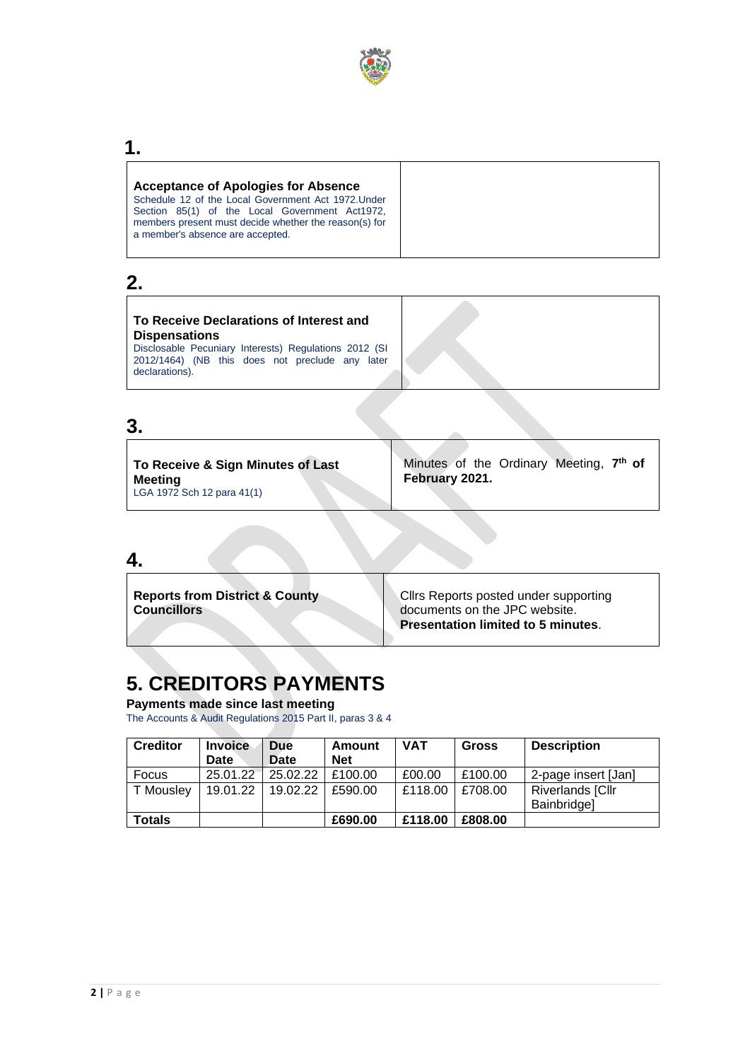## 1.

| **Acceptance of Apologies for Absence**<br>Schedule 12 of the Local Government Act 1972.Under Section 85(1) of the Local Government Act1972, members present must decide whether the reason(s) for a member's absence are accepted. | |
|---|---|

## 2.

| **To Receive Declarations of Interest and Dispensations**<br>Disclosable Pecuniary Interests) Regulations 2012 (SI 2012/1464) (NB this does not preclude any later declarations). | |
|---|---|

## 3.

| **To Receive & Sign Minutes of Last Meeting**<br>LGA 1972 Sch 12 para 41(1) | Minutes of the Ordinary Meeting, **7th of February 2021.** |
|---|---|

## 4.

| **Reports from District & County Councillors** | Cllrs Reports posted under supporting documents on the JPC website.<br>**Presentation limited to 5 minutes**. |
|---|---|

# 5. CREDITORS PAYMENTS

**Payments made since last meeting**

The Accounts & Audit Regulations 2015 Part II, paras 3 & 4

| Creditor | Invoice Date | Due Date | Amount Net | VAT | Gross | Description |
|---|---|---|---|---|---|---|
| Focus | 25.01.22 | 25.02.22 | £100.00 | £00.00 | £100.00 | 2-page insert [Jan] |
| T Mousley | 19.01.22 | 19.02.22 | £590.00 | £118.00 | £708.00 | Riverlands [Cllr Bainbridge] |
| **Totals** | | | **£690.00** | **£118.00** | **£808.00** | |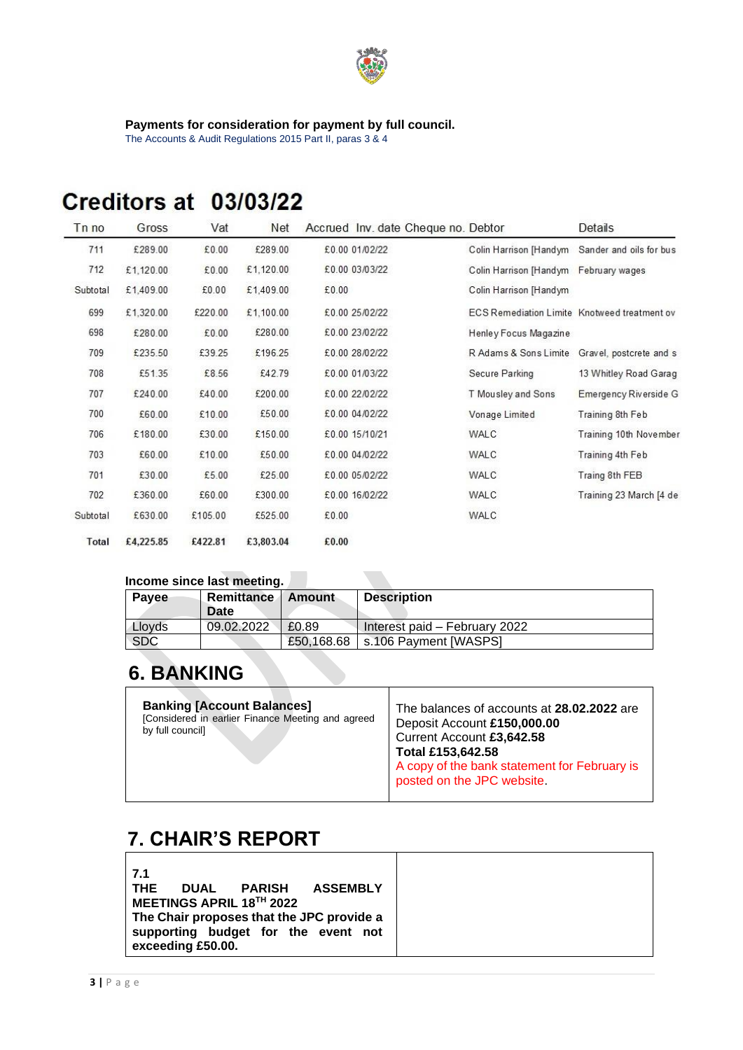**Payments for consideration for payment by full council.**

The Accounts & Audit Regulations 2015 Part II, paras 3 & 4

# Creditors at 03/03/22

| Tn no | Gross | Vat | Net | Accrued | Inv. date | Cheque no. | Debtor | Details |
|---|---|---|---|---|---|---|---|---|
| 711 | £289.00 | £0.00 | £289.00 | £0.00 | 01/02/22 | | Colin Harrison [Handym | Sander and oils for bus |
| 712 | £1,120.00 | £0.00 | £1,120.00 | £0.00 | 03/03/22 | | Colin Harrison [Handym | February wages |
| Subtotal | £1,409.00 | £0.00 | £1,409.00 | £0.00 | | | Colin Harrison [Handym | |
| 699 | £1,320.00 | £220.00 | £1,100.00 | £0.00 | 25/02/22 | | ECS Remediation Limite | Knotweed treatment ov |
| 698 | £280.00 | £0.00 | £280.00 | £0.00 | 23/02/22 | | Henley Focus Magazine | |
| 709 | £235.50 | £39.25 | £196.25 | £0.00 | 28/02/22 | | R Adams & Sons Limite | Gravel, postcrete and s |
| 708 | £51.35 | £8.56 | £42.79 | £0.00 | 01/03/22 | | Secure Parking | 13 Whitley Road Garag |
| 707 | £240.00 | £40.00 | £200.00 | £0.00 | 22/02/22 | | T Mousley and Sons | Emergency Riverside G |
| 700 | £60.00 | £10.00 | £50.00 | £0.00 | 04/02/22 | | Vonage Limited | Training 8th Feb |
| 706 | £180.00 | £30.00 | £150.00 | £0.00 | 15/10/21 | | WALC | Training 10th November |
| 703 | £60.00 | £10.00 | £50.00 | £0.00 | 04/02/22 | | WALC | Training 4th Feb |
| 701 | £30.00 | £5.00 | £25.00 | £0.00 | 05/02/22 | | WALC | Traing 8th FEB |
| 702 | £360.00 | £60.00 | £300.00 | £0.00 | 16/02/22 | | WALC | Training 23 March [4 de |
| Subtotal | £630.00 | £105.00 | £525.00 | £0.00 | | | WALC | |
| **Total** | **£4,225.85** | **£422.81** | **£3,803.04** | **£0.00** | | | | |

**Income since last meeting.**

| Payee | Remittance Date | Amount | Description |
|---|---|---|---|
| Lloyds | 09.02.2022 | £0.89 | Interest paid – February 2022 |
| SDC | | £50,168.68 | s.106 Payment [WASPS] |

# 6. BANKING

| | |
|---|---|
| **Banking [Account Balances]**<br>[Considered in earlier Finance Meeting and agreed by full council] | The balances of accounts at **28.02.2022** are<br>Deposit Account **£150,000.00**<br>Current Account **£3,642.58**<br>**Total £153,642.58**<br>A copy of the bank statement for February is posted on the JPC website. |

# 7. CHAIR'S REPORT

| | |
|---|---|
| **7.1**<br>**THE DUAL PARISH ASSEMBLY MEETINGS APRIL 18TH 2022**<br>**The Chair proposes that the JPC provide a supporting budget for the event not exceeding £50.00.** | |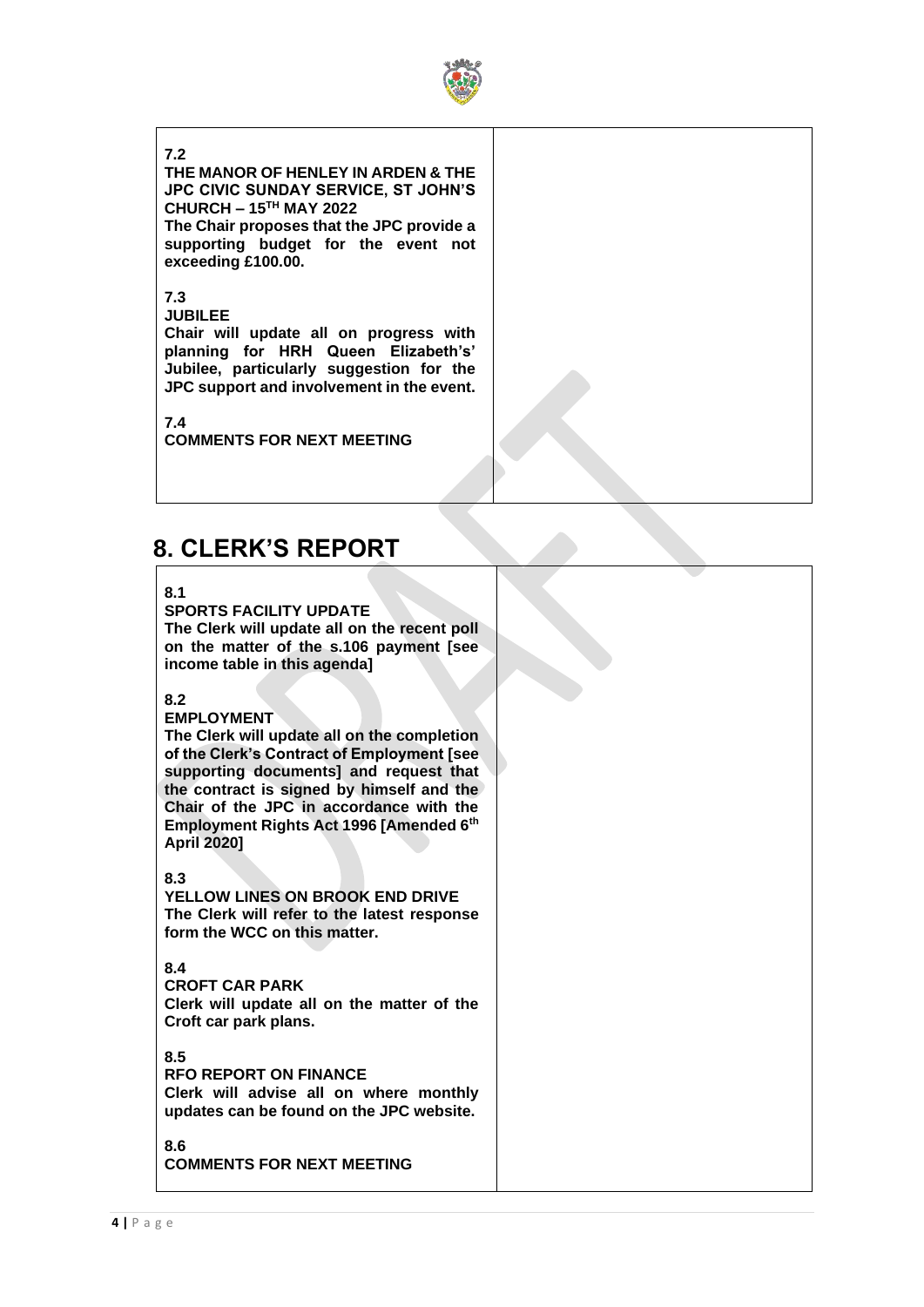| | |
|---|---|
| **7.2**<br>**THE MANOR OF HENLEY IN ARDEN & THE JPC CIVIC SUNDAY SERVICE, ST JOHN'S CHURCH – 15TH MAY 2022**<br>**The Chair proposes that the JPC provide a supporting budget for the event not exceeding £100.00.**<br><br>**7.3**<br>**JUBILEE**<br>**Chair will update all on progress with planning for HRH Queen Elizabeth's' Jubilee, particularly suggestion for the JPC support and involvement in the event.**<br><br>**7.4**<br>**COMMENTS FOR NEXT MEETING** | |

## 8. CLERK'S REPORT

| | |
|---|---|
| **8.1**<br>**SPORTS FACILITY UPDATE**<br>**The Clerk will update all on the recent poll on the matter of the s.106 payment [see income table in this agenda]**<br><br>**8.2**<br>**EMPLOYMENT**<br>**The Clerk will update all on the completion of the Clerk's Contract of Employment [see supporting documents] and request that the contract is signed by himself and the Chair of the JPC in accordance with the Employment Rights Act 1996 [Amended 6th April 2020]**<br><br>**8.3**<br>**YELLOW LINES ON BROOK END DRIVE**<br>**The Clerk will refer to the latest response form the WCC on this matter.**<br><br>**8.4**<br>**CROFT CAR PARK**<br>**Clerk will update all on the matter of the Croft car park plans.**<br><br>**8.5**<br>**RFO REPORT ON FINANCE**<br>**Clerk will advise all on where monthly updates can be found on the JPC website.**<br><br>**8.6**<br>**COMMENTS FOR NEXT MEETING** | |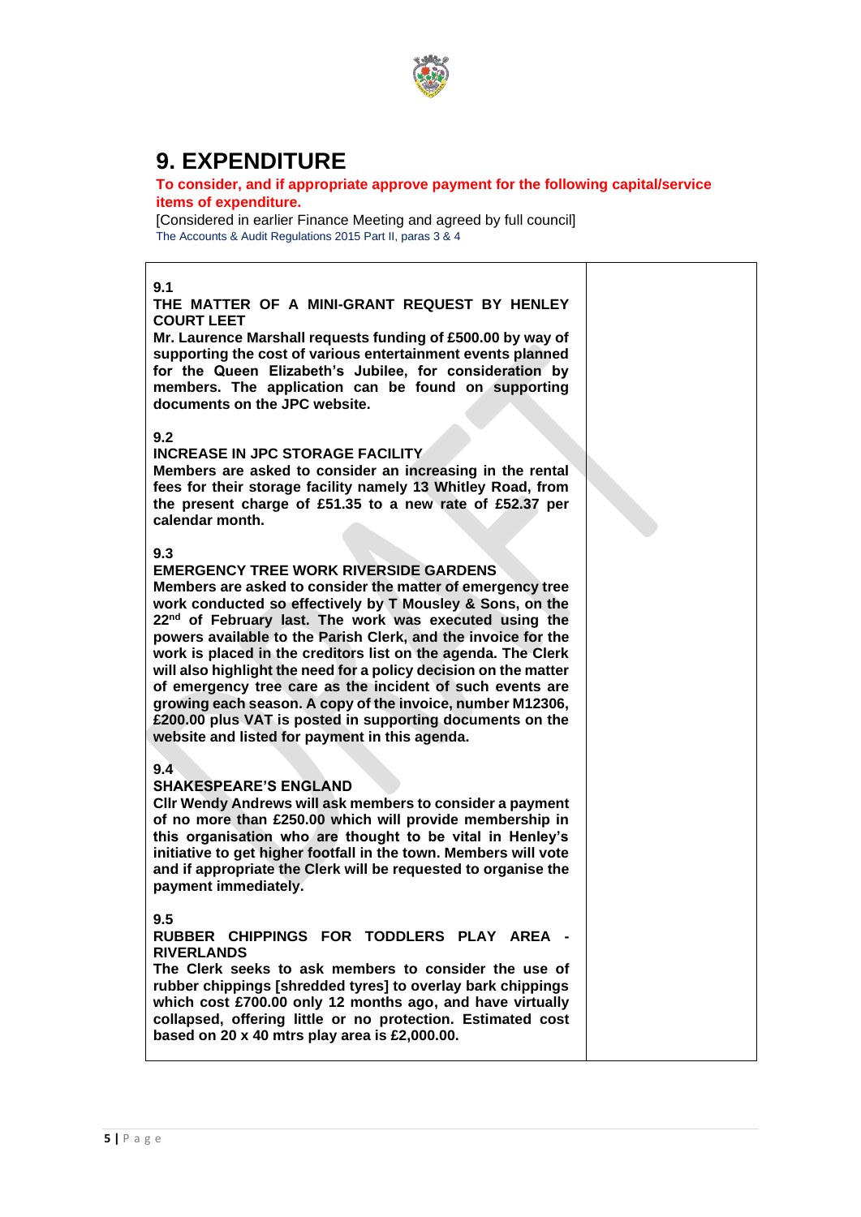# 9. EXPENDITURE

**To consider, and if appropriate approve payment for the following capital/service items of expenditure.**

[Considered in earlier Finance Meeting and agreed by full council]

The Accounts & Audit Regulations 2015 Part II, paras 3 & 4

| | |
|---|---|
| **9.1**<br>**THE MATTER OF A MINI-GRANT REQUEST BY HENLEY COURT LEET**<br>**Mr. Laurence Marshall requests funding of £500.00 by way of supporting the cost of various entertainment events planned for the Queen Elizabeth's Jubilee, for consideration by members. The application can be found on supporting documents on the JPC website.**<br><br>**9.2**<br>**INCREASE IN JPC STORAGE FACILITY**<br>**Members are asked to consider an increasing in the rental fees for their storage facility namely 13 Whitley Road, from the present charge of £51.35 to a new rate of £52.37 per calendar month.**<br><br>**9.3**<br>**EMERGENCY TREE WORK RIVERSIDE GARDENS**<br>**Members are asked to consider the matter of emergency tree work conducted so effectively by T Mousley & Sons, on the 22nd of February last. The work was executed using the powers available to the Parish Clerk, and the invoice for the work is placed in the creditors list on the agenda. The Clerk will also highlight the need for a policy decision on the matter of emergency tree care as the incident of such events are growing each season. A copy of the invoice, number M12306, £200.00 plus VAT is posted in supporting documents on the website and listed for payment in this agenda.**<br><br>**9.4**<br>**SHAKESPEARE'S ENGLAND**<br>**Cllr Wendy Andrews will ask members to consider a payment of no more than £250.00 which will provide membership in this organisation who are thought to be vital in Henley's initiative to get higher footfall in the town. Members will vote and if appropriate the Clerk will be requested to organise the payment immediately.**<br><br>**9.5**<br>**RUBBER CHIPPINGS FOR TODDLERS PLAY AREA - RIVERLANDS**<br>**The Clerk seeks to ask members to consider the use of rubber chippings [shredded tyres] to overlay bark chippings which cost £700.00 only 12 months ago, and have virtually collapsed, offering little or no protection. Estimated cost based on 20 x 40 mtrs play area is £2,000.00.** | |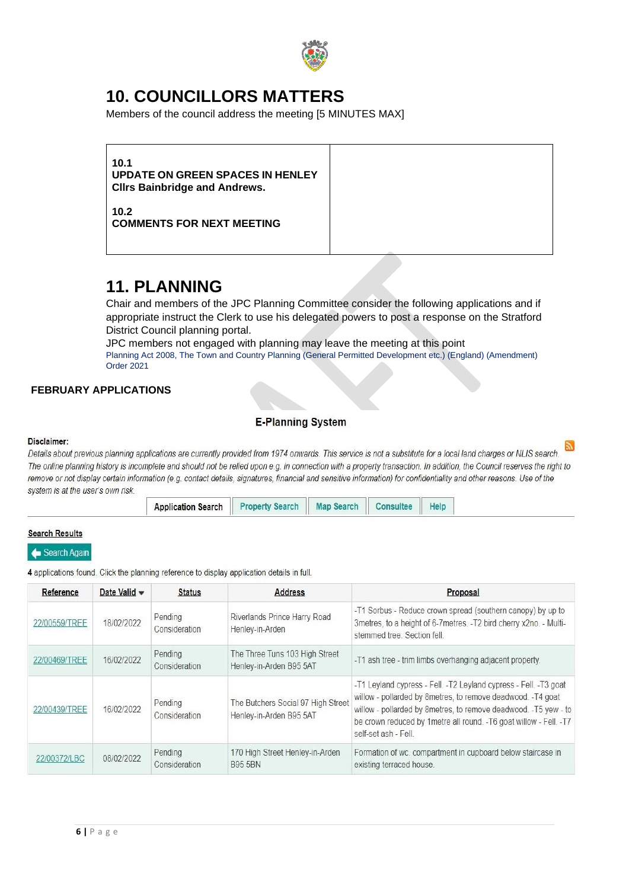# 10. COUNCILLORS MATTERS

Members of the council address the meeting [5 MINUTES MAX]

| | |
|---|---|
| **10.1**<br>**UPDATE ON GREEN SPACES IN HENLEY**<br>**Cllrs Bainbridge and Andrews.**<br><br>**10.2**<br>**COMMENTS FOR NEXT MEETING** | |

# 11. PLANNING

Chair and members of the JPC Planning Committee consider the following applications and if appropriate instruct the Clerk to use his delegated powers to post a response on the Stratford District Council planning portal.

JPC members not engaged with planning may leave the meeting at this point

Planning Act 2008, The Town and Country Planning (General Permitted Development etc.) (England) (Amendment) Order 2021

**FEBRUARY APPLICATIONS**

**E-Planning System**

**Disclaimer:**

*Details about previous planning applications are currently provided from 1974 onwards. This service is not a substitute for a local land charges or NLIS search. The online planning history is incomplete and should not be relied upon e.g. in connection with a property transaction. In addition, the Council reserves the right to remove or not display certain information (e.g. contact details, signatures, financial and sensitive information) for confidentiality and other reasons. Use of the system is at the user's own risk.*

Application Search | Property Search | Map Search | Consultee | Help

Search Results

Search Again

**4** applications found. Click the planning reference to display application details in full.

| Reference | Date Valid | Status | Address | Proposal |
|---|---|---|---|---|
| 22/00559/TREE | 18/02/2022 | Pending Consideration | Riverlands Prince Harry Road Henley-in-Arden | -T1 Sorbus - Reduce crown spread (southern canopy) by up to 3metres, to a height of 6-7metres. -T2 bird cherry x2no. - Multi-stemmed tree. Section fell. |
| 22/00469/TREE | 16/02/2022 | Pending Consideration | The Three Tuns 103 High Street Henley-in-Arden B95 5AT | -T1 ash tree - trim limbs overhanging adjacent property. |
| 22/00439/TREE | 16/02/2022 | Pending Consideration | The Butchers Social 97 High Street Henley-in-Arden B95 5AT | -T1 Leyland cypress - Fell. -T2 Leyland cypress - Fell. -T3 goat willow - pollarded by 8metres, to remove deadwood. -T4 goat willow - pollarded by 8metres, to remove deadwood. -T5 yew - to be crown reduced by 1metre all round. -T6 goat willow - Fell. -T7 self-set ash - Fell. |
| 22/00372/LBC | 08/02/2022 | Pending Consideration | 170 High Street Henley-in-Arden B95 5BN | Formation of wc. compartment in cupboard below staircase in existing terraced house. |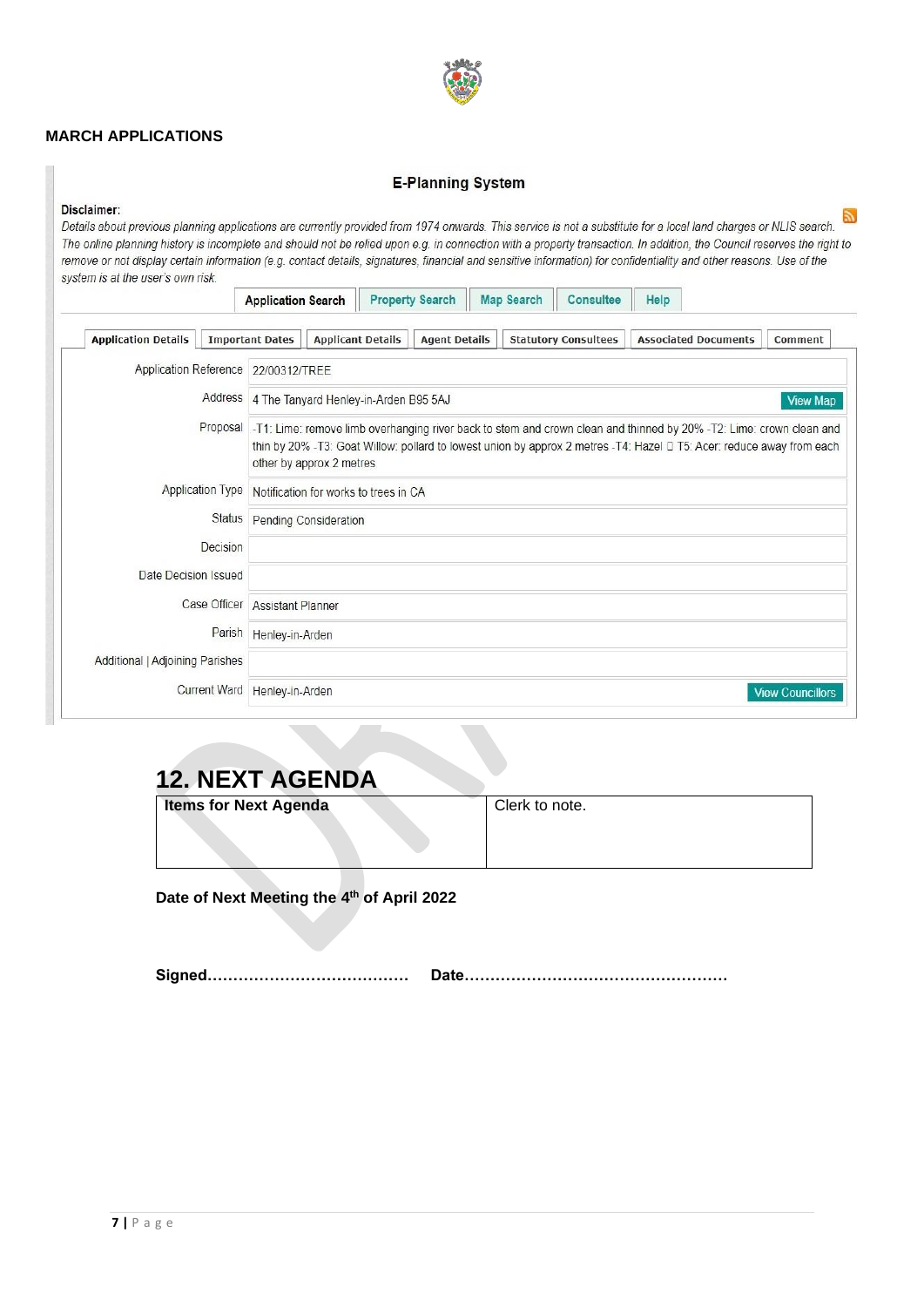**MARCH APPLICATIONS**

**E-Planning System**

**Disclaimer:**

*Details about previous planning applications are currently provided from 1974 onwards. This service is not a substitute for a local land charges or NLIS search. The online planning history is incomplete and should not be relied upon e.g. in connection with a property transaction. In addition, the Council reserves the right to remove or not display certain information (e.g. contact details, signatures, financial and sensitive information) for confidentiality and other reasons. Use of the system is at the user's own risk.*

Application Search | Property Search | Map Search | Consultee | Help

Application Details | Important Dates | Applicant Details | Agent Details | Statutory Consultees | Associated Documents | Comment

| | |
|---|---|
| Application Reference | 22/00312/TREE |
| Address | 4 The Tanyard Henley-in-Arden B95 5AJ (View Map) |
| Proposal | -T1: Lime: remove limb overhanging river back to stem and crown clean and thinned by 20% -T2: Lime: crown clean and thin by 20% -T3: Goat Willow: pollard to lowest union by approx 2 metres -T4: Hazel  T5: Acer: reduce away from each other by approx 2 metres |
| Application Type | Notification for works to trees in CA |
| Status | Pending Consideration |
| Decision | |
| Date Decision Issued | |
| Case Officer | Assistant Planner |
| Parish | Henley-in-Arden |
| Additional \| Adjoining Parishes | |
| Current Ward | Henley-in-Arden (View Councillors) |

# 12. NEXT AGENDA

| | |
|---|---|
| **Items for Next Agenda** | Clerk to note. |

**Date of Next Meeting the 4th of April 2022**

**Signed…………………………………  Date……………………………………………**